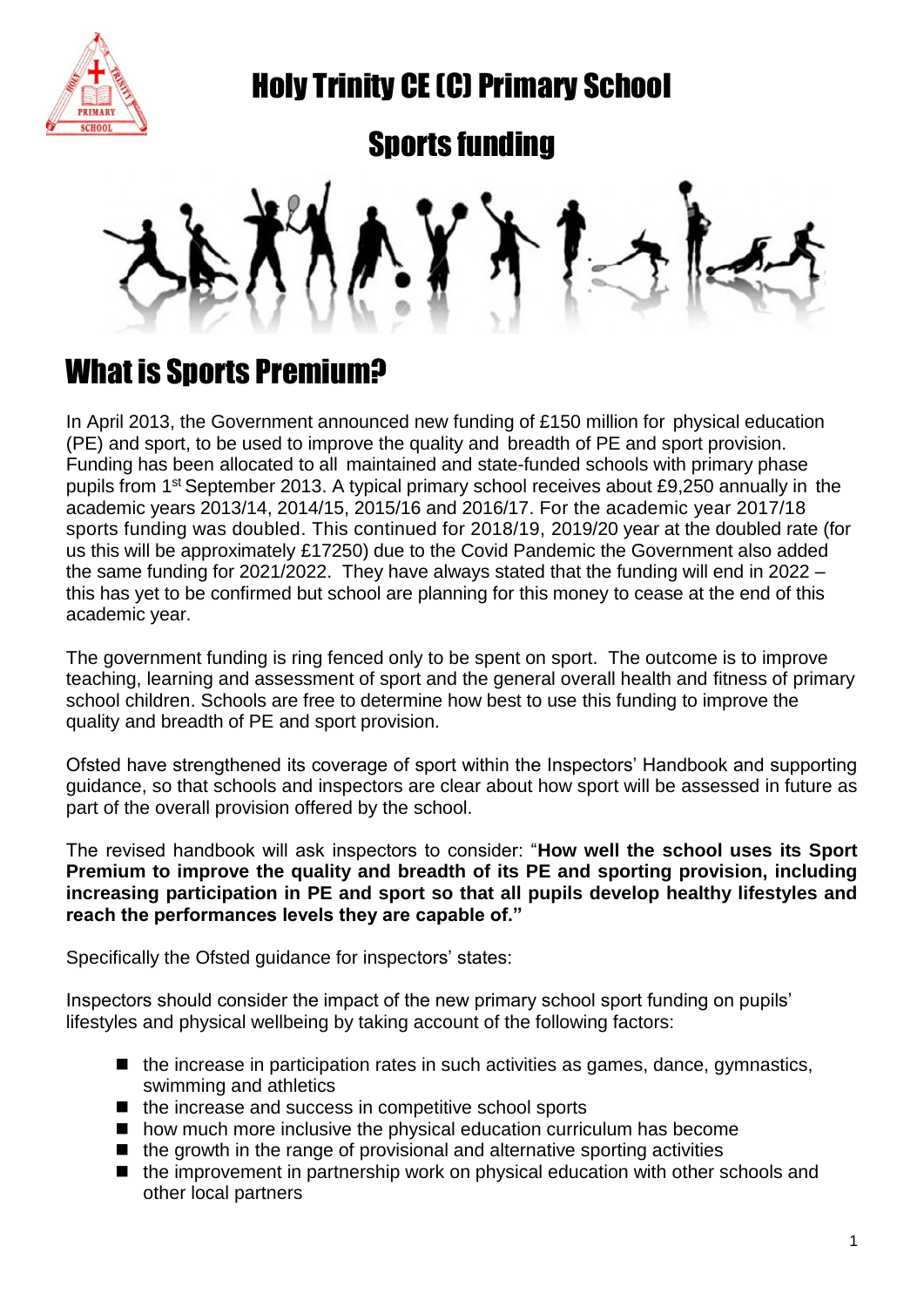# Holy Trinity CE (C) Primary School

## Sports funding

## What is Sports Premium?

In April 2013, the Government announced new funding of £150 million for physical education (PE) and sport, to be used to improve the quality and breadth of PE and sport provision. Funding has been allocated to all maintained and state-funded schools with primary phase pupils from 1st September 2013. A typical primary school receives about £9,250 annually in the academic years 2013/14, 2014/15, 2015/16 and 2016/17. For the academic year 2017/18 sports funding was doubled. This continued for 2018/19, 2019/20 year at the doubled rate (for us this will be approximately £17250) due to the Covid Pandemic the Government also added the same funding for 2021/2022. They have always stated that the funding will end in 2022 – this has yet to be confirmed but school are planning for this money to cease at the end of this academic year.

The government funding is ring fenced only to be spent on sport. The outcome is to improve teaching, learning and assessment of sport and the general overall health and fitness of primary school children. Schools are free to determine how best to use this funding to improve the quality and breadth of PE and sport provision.

Ofsted have strengthened its coverage of sport within the Inspectors' Handbook and supporting guidance, so that schools and inspectors are clear about how sport will be assessed in future as part of the overall provision offered by the school.

The revised handbook will ask inspectors to consider: "**How well the school uses its Sport Premium to improve the quality and breadth of its PE and sporting provision, including increasing participation in PE and sport so that all pupils develop healthy lifestyles and reach the performances levels they are capable of."**

Specifically the Ofsted guidance for inspectors' states:

Inspectors should consider the impact of the new primary school sport funding on pupils' lifestyles and physical wellbeing by taking account of the following factors:

- the increase in participation rates in such activities as games, dance, gymnastics, swimming and athletics
- the increase and success in competitive school sports
- how much more inclusive the physical education curriculum has become
- the growth in the range of provisional and alternative sporting activities
- the improvement in partnership work on physical education with other schools and other local partners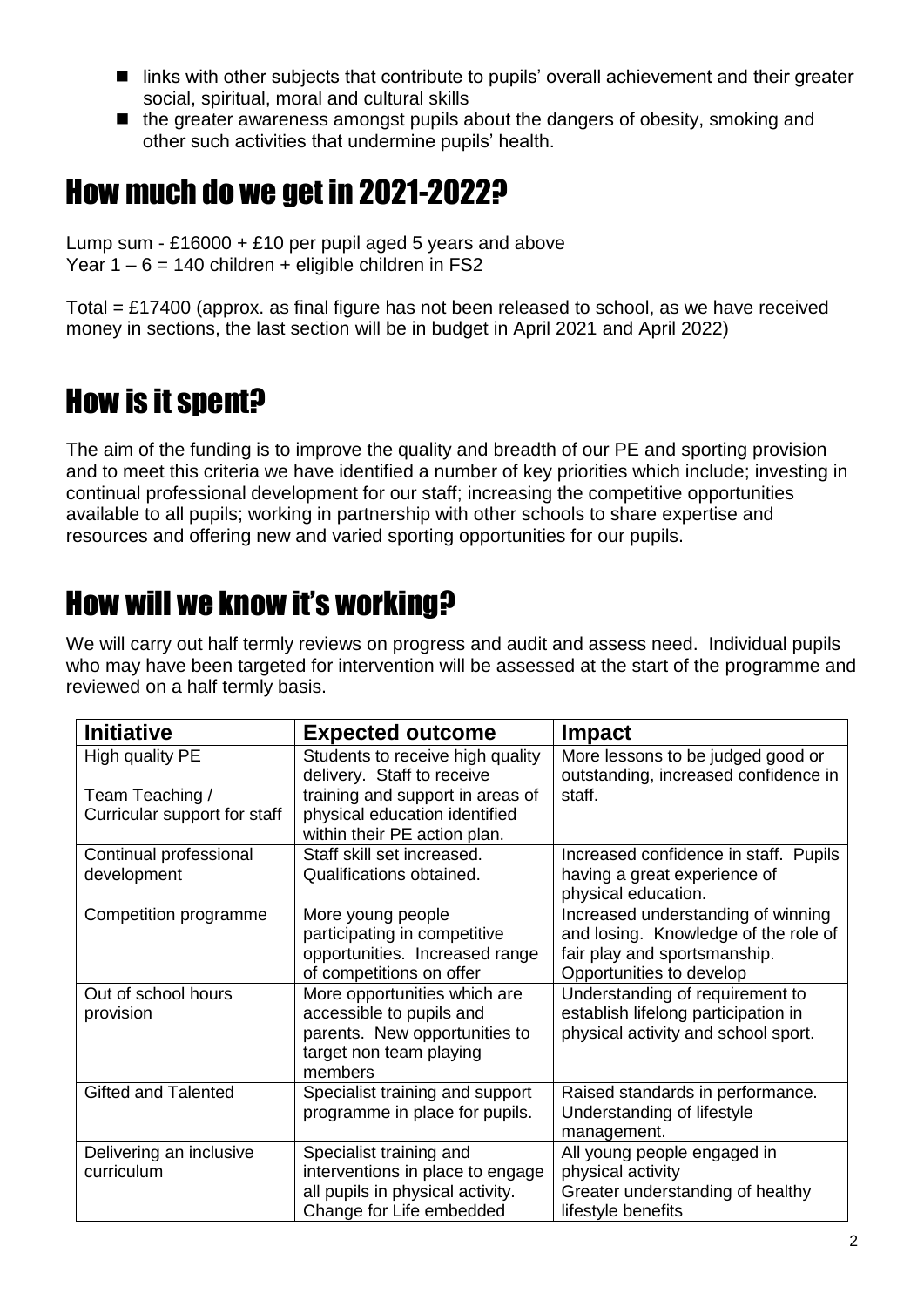- links with other subjects that contribute to pupils' overall achievement and their greater social, spiritual, moral and cultural skills
- the greater awareness amongst pupils about the dangers of obesity, smoking and other such activities that undermine pupils' health.

## How much do we get in 2021-2022?

Lump sum - £16000 + £10 per pupil aged 5 years and above
Year 1 – 6 = 140 children + eligible children in FS2

Total = £17400 (approx. as final figure has not been released to school, as we have received money in sections, the last section will be in budget in April 2021 and April 2022)

## How is it spent?

The aim of the funding is to improve the quality and breadth of our PE and sporting provision and to meet this criteria we have identified a number of key priorities which include; investing in continual professional development for our staff; increasing the competitive opportunities available to all pupils; working in partnership with other schools to share expertise and resources and offering new and varied sporting opportunities for our pupils.

## How will we know it's working?

We will carry out half termly reviews on progress and audit and assess need. Individual pupils who may have been targeted for intervention will be assessed at the start of the programme and reviewed on a half termly basis.

| Initiative | Expected outcome | Impact |
| --- | --- | --- |
| High quality PE<br><br>Team Teaching / Curricular support for staff | Students to receive high quality delivery. Staff to receive training and support in areas of physical education identified within their PE action plan. | More lessons to be judged good or outstanding, increased confidence in staff. |
| Continual professional development | Staff skill set increased. Qualifications obtained. | Increased confidence in staff. Pupils having a great experience of physical education. |
| Competition programme | More young people participating in competitive opportunities. Increased range of competitions on offer | Increased understanding of winning and losing. Knowledge of the role of fair play and sportsmanship. Opportunities to develop |
| Out of school hours provision | More opportunities which are accessible to pupils and parents. New opportunities to target non team playing members | Understanding of requirement to establish lifelong participation in physical activity and school sport. |
| Gifted and Talented | Specialist training and support programme in place for pupils. | Raised standards in performance. Understanding of lifestyle management. |
| Delivering an inclusive curriculum | Specialist training and interventions in place to engage all pupils in physical activity. Change for Life embedded | All young people engaged in physical activity<br>Greater understanding of healthy lifestyle benefits |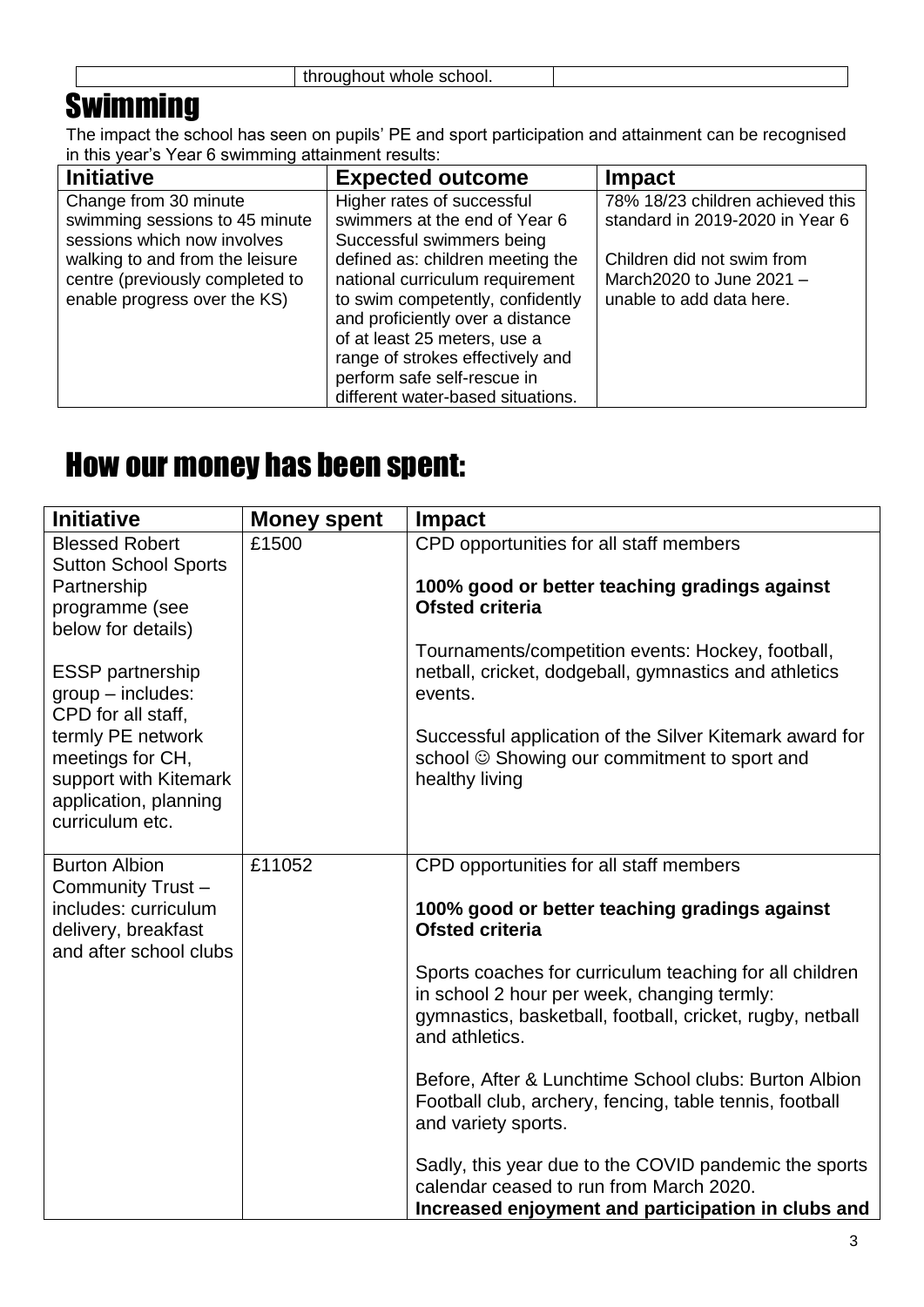| | throughout whole school. | |
|---|---|---|

## Swimming

The impact the school has seen on pupils' PE and sport participation and attainment can be recognised in this year's Year 6 swimming attainment results:

| Initiative | Expected outcome | Impact |
|---|---|---|
| Change from 30 minute swimming sessions to 45 minute sessions which now involves walking to and from the leisure centre (previously completed to enable progress over the KS) | Higher rates of successful swimmers at the end of Year 6 Successful swimmers being defined as: children meeting the national curriculum requirement to swim competently, confidently and proficiently over a distance of at least 25 meters, use a range of strokes effectively and perform safe self-rescue in different water-based situations. | 78% 18/23 children achieved this standard in 2019-2020 in Year 6<br><br>Children did not swim from March2020 to June 2021 – unable to add data here. |

# How our money has been spent:

| Initiative | Money spent | Impact |
|---|---|---|
| Blessed Robert Sutton School Sports Partnership programme (see below for details)<br><br>ESSP partnership group – includes: CPD for all staff, termly PE network meetings for CH, support with Kitemark application, planning curriculum etc. | £1500 | CPD opportunities for all staff members<br><br>**100% good or better teaching gradings against Ofsted criteria**<br><br>Tournaments/competition events: Hockey, football, netball, cricket, dodgeball, gymnastics and athletics events.<br><br>Successful application of the Silver Kitemark award for school ☺ Showing our commitment to sport and healthy living |
| Burton Albion Community Trust – includes: curriculum delivery, breakfast and after school clubs | £11052 | CPD opportunities for all staff members<br><br>**100% good or better teaching gradings against Ofsted criteria**<br><br>Sports coaches for curriculum teaching for all children in school 2 hour per week, changing termly: gymnastics, basketball, football, cricket, rugby, netball and athletics.<br><br>Before, After & Lunchtime School clubs: Burton Albion Football club, archery, fencing, table tennis, football and variety sports.<br><br>Sadly, this year due to the COVID pandemic the sports calendar ceased to run from March 2020.<br>**Increased enjoyment and participation in clubs and** |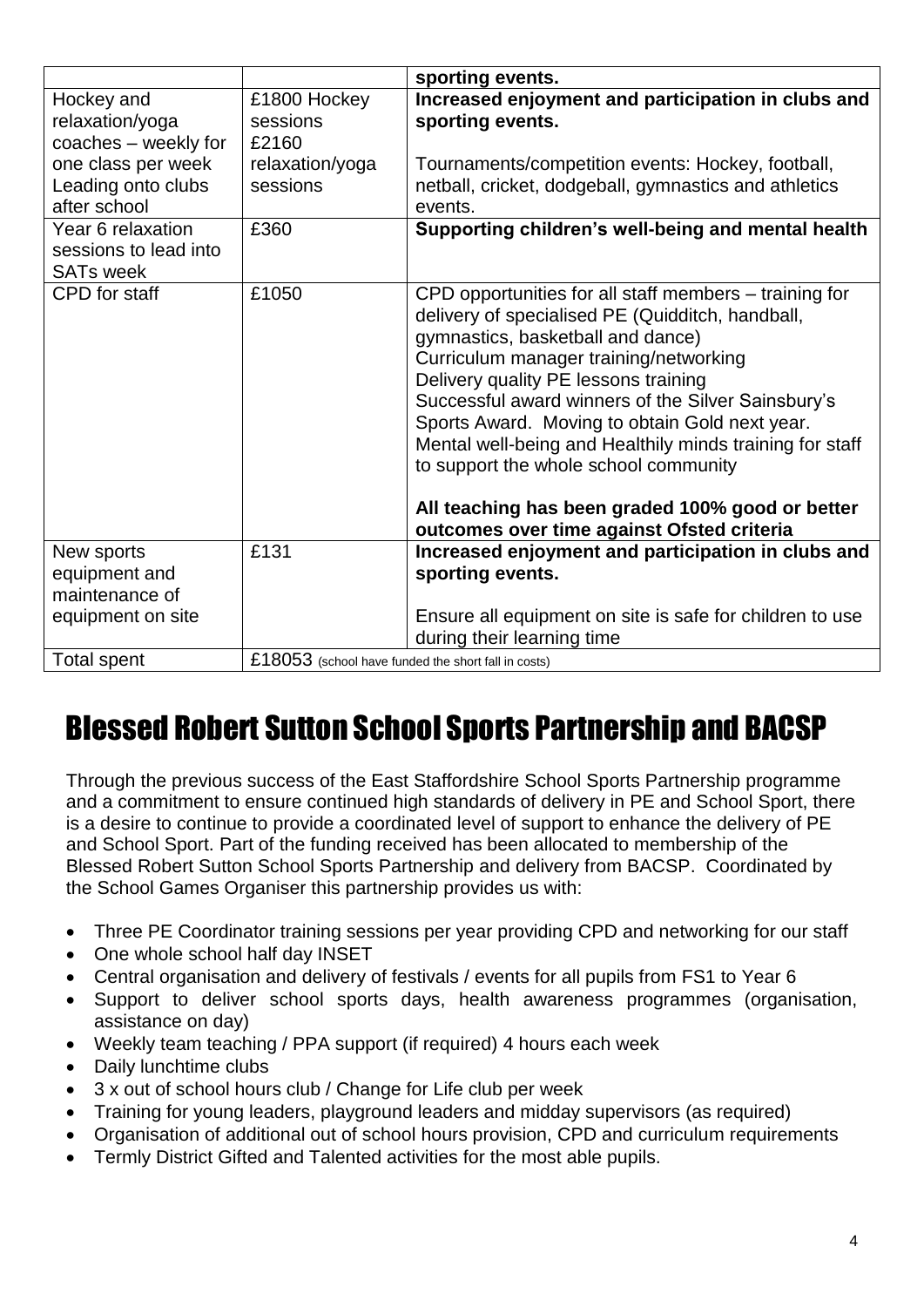| | | **sporting events.** |
|---|---|---|
| Hockey and relaxation/yoga coaches – weekly for one class per week Leading onto clubs after school | £1800 Hockey sessions £2160 relaxation/yoga sessions | **Increased enjoyment and participation in clubs and sporting events.** Tournaments/competition events: Hockey, football, netball, cricket, dodgeball, gymnastics and athletics events. |
| Year 6 relaxation sessions to lead into SATs week | £360 | **Supporting children's well-being and mental health** |
| CPD for staff | £1050 | CPD opportunities for all staff members – training for delivery of specialised PE (Quidditch, handball, gymnastics, basketball and dance) Curriculum manager training/networking Delivery quality PE lessons training Successful award winners of the Silver Sainsbury's Sports Award. Moving to obtain Gold next year. Mental well-being and Healthily minds training for staff to support the whole school community **All teaching has been graded 100% good or better outcomes over time against Ofsted criteria** |
| New sports equipment and maintenance of equipment on site | £131 | **Increased enjoyment and participation in clubs and sporting events.** Ensure all equipment on site is safe for children to use during their learning time |
| Total spent | £18053 (school have funded the short fall in costs) | |

# Blessed Robert Sutton School Sports Partnership and BACSP

Through the previous success of the East Staffordshire School Sports Partnership programme and a commitment to ensure continued high standards of delivery in PE and School Sport, there is a desire to continue to provide a coordinated level of support to enhance the delivery of PE and School Sport. Part of the funding received has been allocated to membership of the Blessed Robert Sutton School Sports Partnership and delivery from BACSP. Coordinated by the School Games Organiser this partnership provides us with:

- Three PE Coordinator training sessions per year providing CPD and networking for our staff
- One whole school half day INSET
- Central organisation and delivery of festivals / events for all pupils from FS1 to Year 6
- Support to deliver school sports days, health awareness programmes (organisation, assistance on day)
- Weekly team teaching / PPA support (if required) 4 hours each week
- Daily lunchtime clubs
- 3 x out of school hours club / Change for Life club per week
- Training for young leaders, playground leaders and midday supervisors (as required)
- Organisation of additional out of school hours provision, CPD and curriculum requirements
- Termly District Gifted and Talented activities for the most able pupils.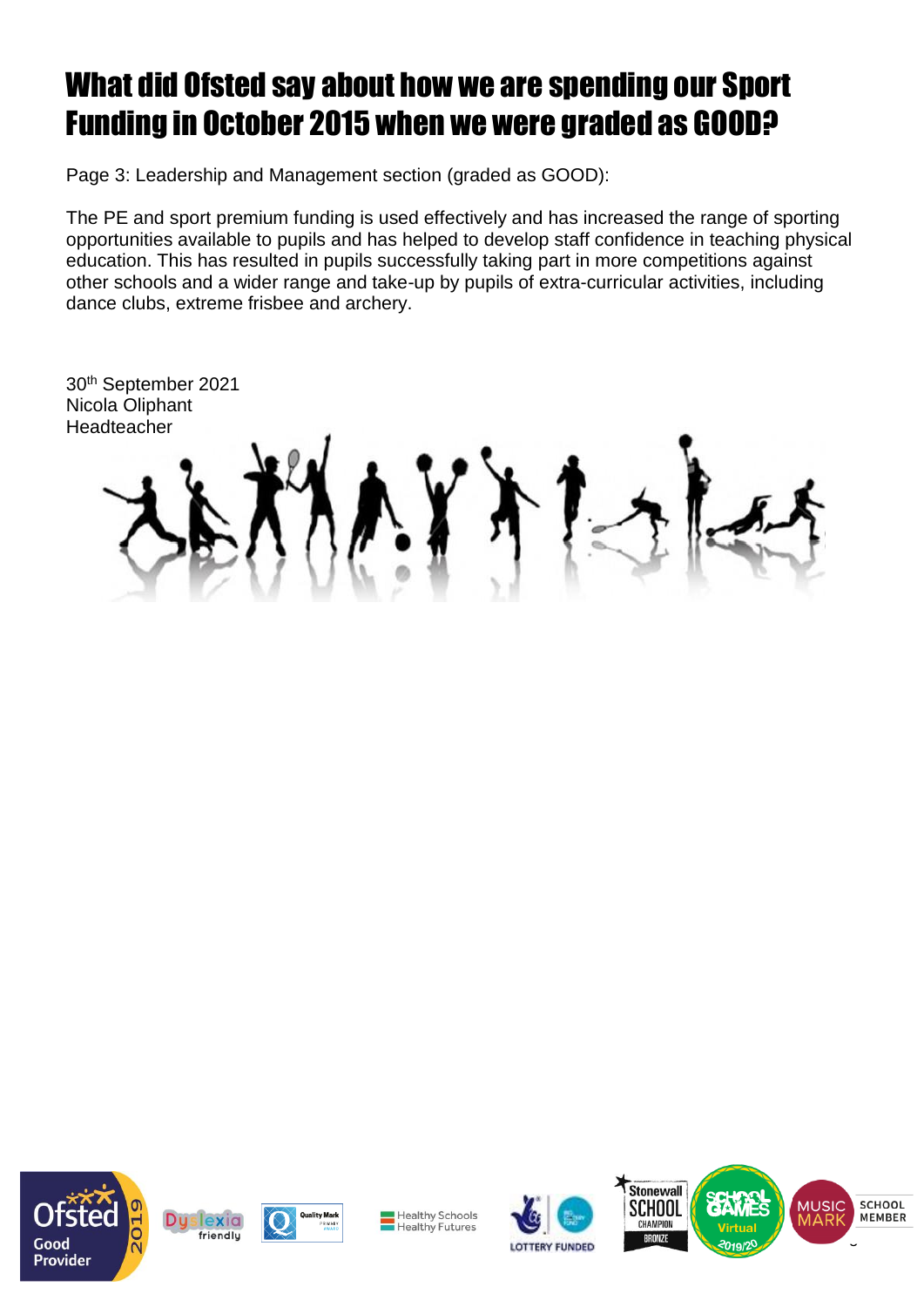# What did Ofsted say about how we are spending our Sport Funding in October 2015 when we were graded as GOOD?

Page 3: Leadership and Management section (graded as GOOD):

The PE and sport premium funding is used effectively and has increased the range of sporting opportunities available to pupils and has helped to develop staff confidence in teaching physical education. This has resulted in pupils successfully taking part in more competitions against other schools and a wider range and take-up by pupils of extra-curricular activities, including dance clubs, extreme frisbee and archery.

30th September 2021
Nicola Oliphant
Headteacher